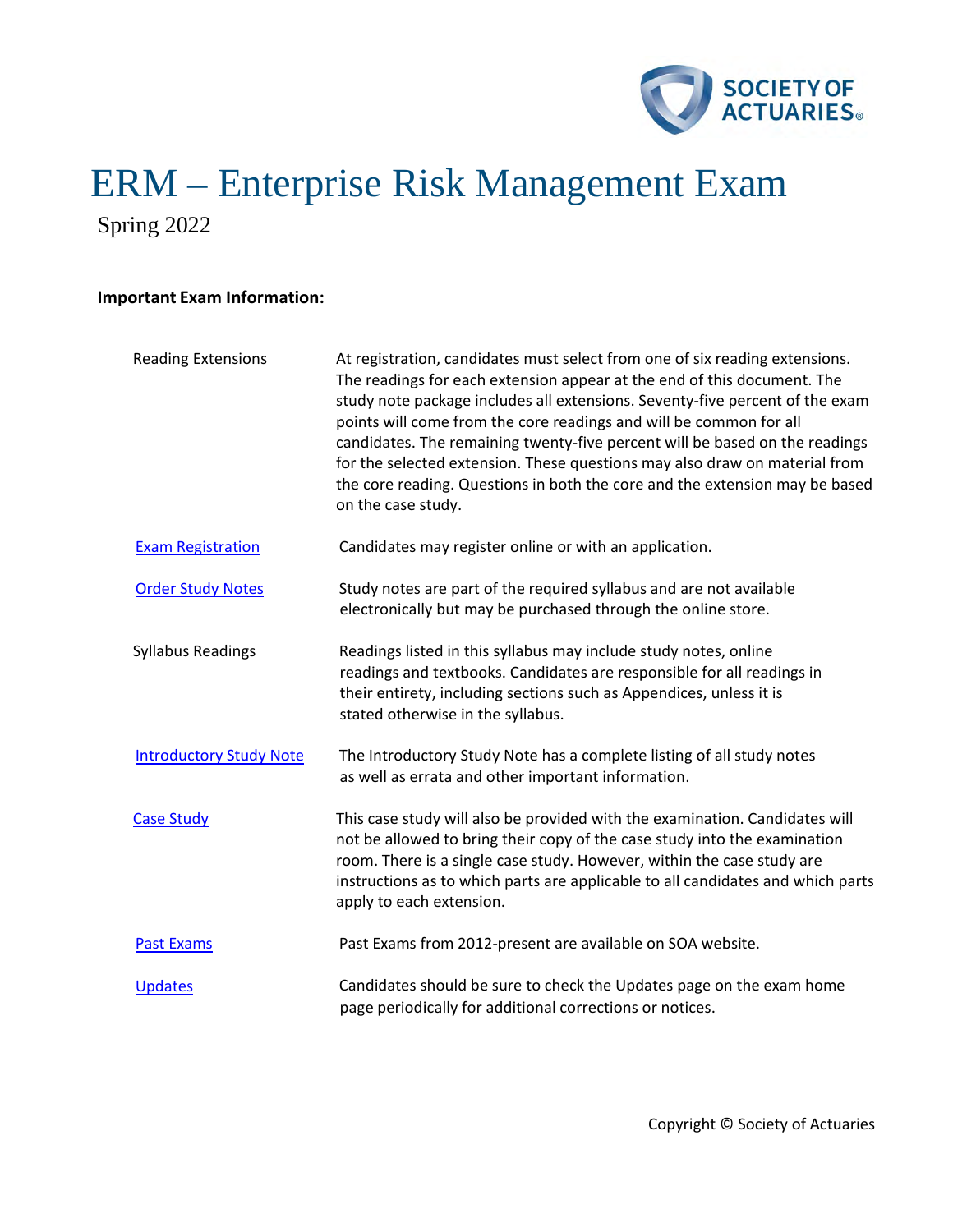# ERM – Enterprise Risk Management Exam

Spring 2022

**Important Exam Information:**

| | |
|---|---|
| Reading Extensions | At registration, candidates must select from one of six reading extensions. The readings for each extension appear at the end of this document. The study note package includes all extensions. Seventy-five percent of the exam points will come from the core readings and will be common for all candidates. The remaining twenty-five percent will be based on the readings for the selected extension. These questions may also draw on material from the core reading. Questions in both the core and the extension may be based on the case study. |
| Exam Registration | Candidates may register online or with an application. |
| Order Study Notes | Study notes are part of the required syllabus and are not available electronically but may be purchased through the online store. |
| Syllabus Readings | Readings listed in this syllabus may include study notes, online readings and textbooks. Candidates are responsible for all readings in their entirety, including sections such as Appendices, unless it is stated otherwise in the syllabus. |
| Introductory Study Note | The Introductory Study Note has a complete listing of all study notes as well as errata and other important information. |
| Case Study | This case study will also be provided with the examination. Candidates will not be allowed to bring their copy of the case study into the examination room. There is a single case study. However, within the case study are instructions as to which parts are applicable to all candidates and which parts apply to each extension. |
| Past Exams | Past Exams from 2012-present are available on SOA website. |
| Updates | Candidates should be sure to check the Updates page on the exam home page periodically for additional corrections or notices. |

Copyright © Society of Actuaries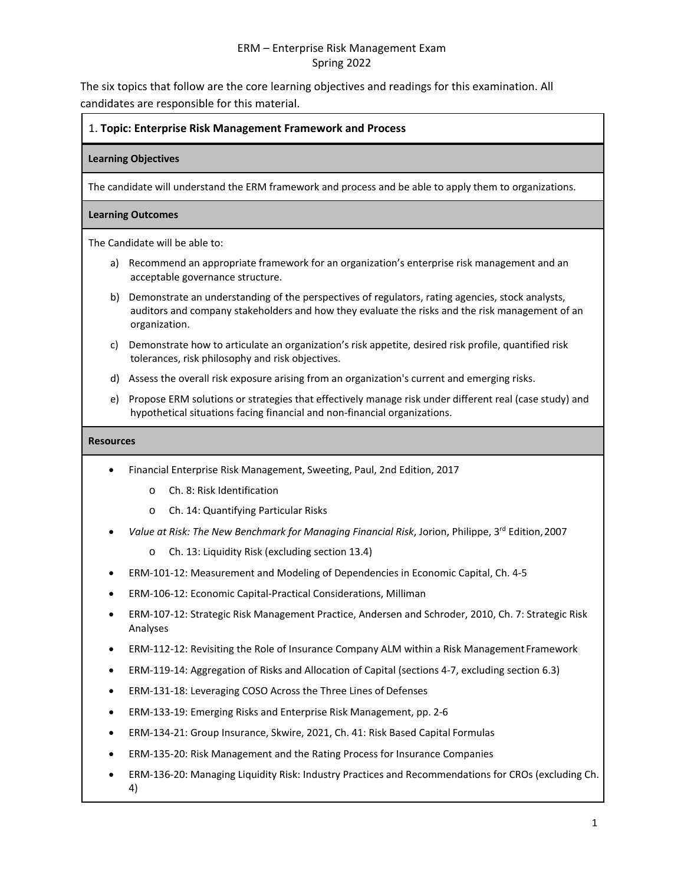ERM – Enterprise Risk Management Exam
Spring 2022

The six topics that follow are the core learning objectives and readings for this examination. All candidates are responsible for this material.

## 1. Topic: Enterprise Risk Management Framework and Process

### Learning Objectives

The candidate will understand the ERM framework and process and be able to apply them to organizations.

### Learning Outcomes

The Candidate will be able to:

a) Recommend an appropriate framework for an organization's enterprise risk management and an acceptable governance structure.

b) Demonstrate an understanding of the perspectives of regulators, rating agencies, stock analysts, auditors and company stakeholders and how they evaluate the risks and the risk management of an organization.

c) Demonstrate how to articulate an organization's risk appetite, desired risk profile, quantified risk tolerances, risk philosophy and risk objectives.

d) Assess the overall risk exposure arising from an organization's current and emerging risks.

e) Propose ERM solutions or strategies that effectively manage risk under different real (case study) and hypothetical situations facing financial and non-financial organizations.

### Resources

- Financial Enterprise Risk Management, Sweeting, Paul, 2nd Edition, 2017
  - Ch. 8: Risk Identification
  - Ch. 14: Quantifying Particular Risks
- *Value at Risk: The New Benchmark for Managing Financial Risk*, Jorion, Philippe, 3rd Edition, 2007
  - Ch. 13: Liquidity Risk (excluding section 13.4)
- ERM-101-12: Measurement and Modeling of Dependencies in Economic Capital, Ch. 4-5
- ERM-106-12: Economic Capital-Practical Considerations, Milliman
- ERM-107-12: Strategic Risk Management Practice, Andersen and Schroder, 2010, Ch. 7: Strategic Risk Analyses
- ERM-112-12: Revisiting the Role of Insurance Company ALM within a Risk Management Framework
- ERM-119-14: Aggregation of Risks and Allocation of Capital (sections 4-7, excluding section 6.3)
- ERM-131-18: Leveraging COSO Across the Three Lines of Defenses
- ERM-133-19: Emerging Risks and Enterprise Risk Management, pp. 2-6
- ERM-134-21: Group Insurance, Skwire, 2021, Ch. 41: Risk Based Capital Formulas
- ERM-135-20: Risk Management and the Rating Process for Insurance Companies
- ERM-136-20: Managing Liquidity Risk: Industry Practices and Recommendations for CROs (excluding Ch. 4)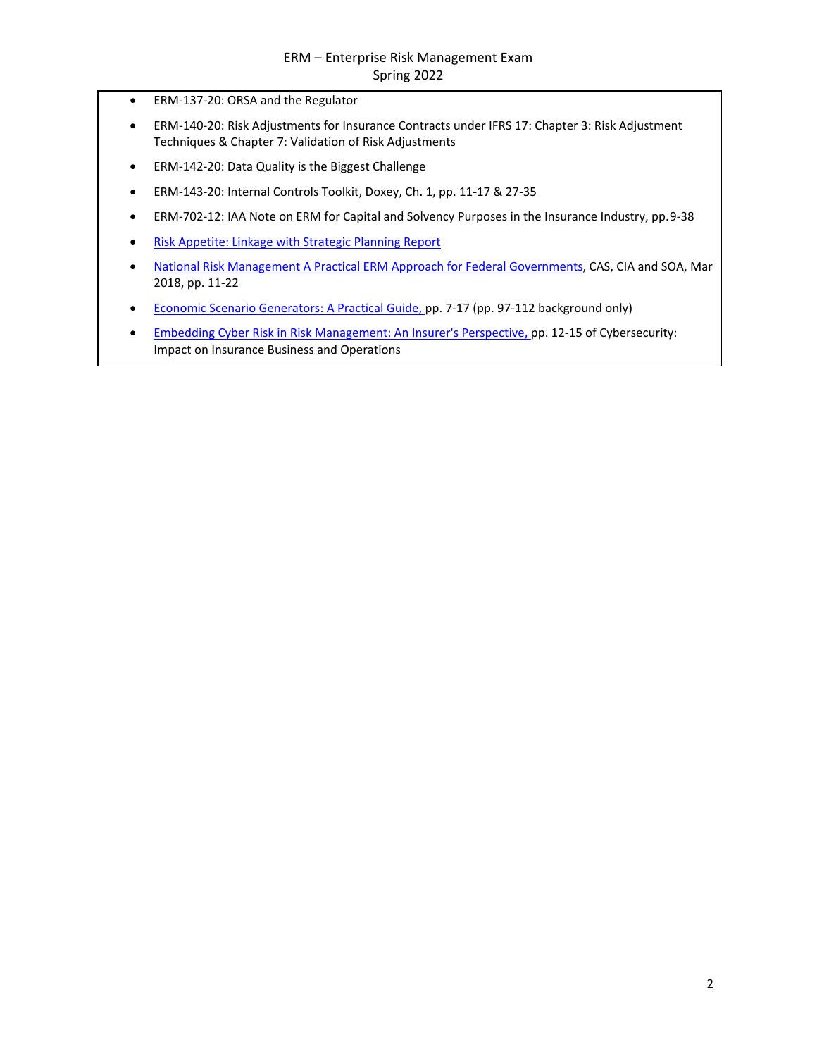- ERM-137-20: ORSA and the Regulator
- ERM-140-20: Risk Adjustments for Insurance Contracts under IFRS 17: Chapter 3: Risk Adjustment Techniques & Chapter 7: Validation of Risk Adjustments
- ERM-142-20: Data Quality is the Biggest Challenge
- ERM-143-20: Internal Controls Toolkit, Doxey, Ch. 1, pp. 11-17 & 27-35
- ERM-702-12: IAA Note on ERM for Capital and Solvency Purposes in the Insurance Industry, pp.9-38
- Risk Appetite: Linkage with Strategic Planning Report
- National Risk Management A Practical ERM Approach for Federal Governments, CAS, CIA and SOA, Mar 2018, pp. 11-22
- Economic Scenario Generators: A Practical Guide, pp. 7-17 (pp. 97-112 background only)
- Embedding Cyber Risk in Risk Management: An Insurer's Perspective, pp. 12-15 of Cybersecurity: Impact on Insurance Business and Operations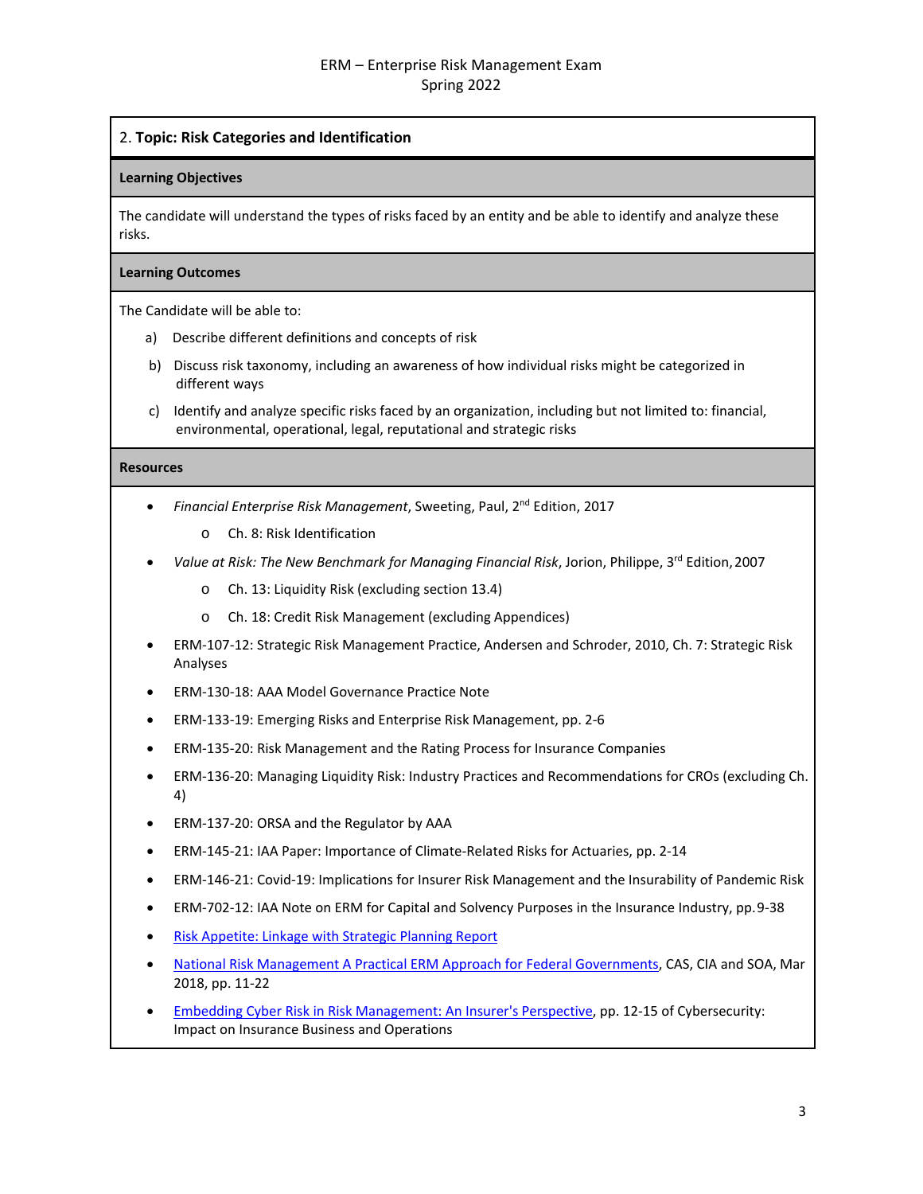## 2. Topic: Risk Categories and Identification

### Learning Objectives

The candidate will understand the types of risks faced by an entity and be able to identify and analyze these risks.

### Learning Outcomes

The Candidate will be able to:

a) Describe different definitions and concepts of risk

b) Discuss risk taxonomy, including an awareness of how individual risks might be categorized in different ways

c) Identify and analyze specific risks faced by an organization, including but not limited to: financial, environmental, operational, legal, reputational and strategic risks

### Resources

- *Financial Enterprise Risk Management*, Sweeting, Paul, 2nd Edition, 2017
  - Ch. 8: Risk Identification
- *Value at Risk: The New Benchmark for Managing Financial Risk*, Jorion, Philippe, 3rd Edition, 2007
  - Ch. 13: Liquidity Risk (excluding section 13.4)
  - Ch. 18: Credit Risk Management (excluding Appendices)
- ERM-107-12: Strategic Risk Management Practice, Andersen and Schroder, 2010, Ch. 7: Strategic Risk Analyses
- ERM-130-18: AAA Model Governance Practice Note
- ERM-133-19: Emerging Risks and Enterprise Risk Management, pp. 2-6
- ERM-135-20: Risk Management and the Rating Process for Insurance Companies
- ERM-136-20: Managing Liquidity Risk: Industry Practices and Recommendations for CROs (excluding Ch. 4)
- ERM-137-20: ORSA and the Regulator by AAA
- ERM-145-21: IAA Paper: Importance of Climate-Related Risks for Actuaries, pp. 2-14
- ERM-146-21: Covid-19: Implications for Insurer Risk Management and the Insurability of Pandemic Risk
- ERM-702-12: IAA Note on ERM for Capital and Solvency Purposes in the Insurance Industry, pp.9-38
- Risk Appetite: Linkage with Strategic Planning Report
- National Risk Management A Practical ERM Approach for Federal Governments, CAS, CIA and SOA, Mar 2018, pp. 11-22
- Embedding Cyber Risk in Risk Management: An Insurer's Perspective, pp. 12-15 of Cybersecurity: Impact on Insurance Business and Operations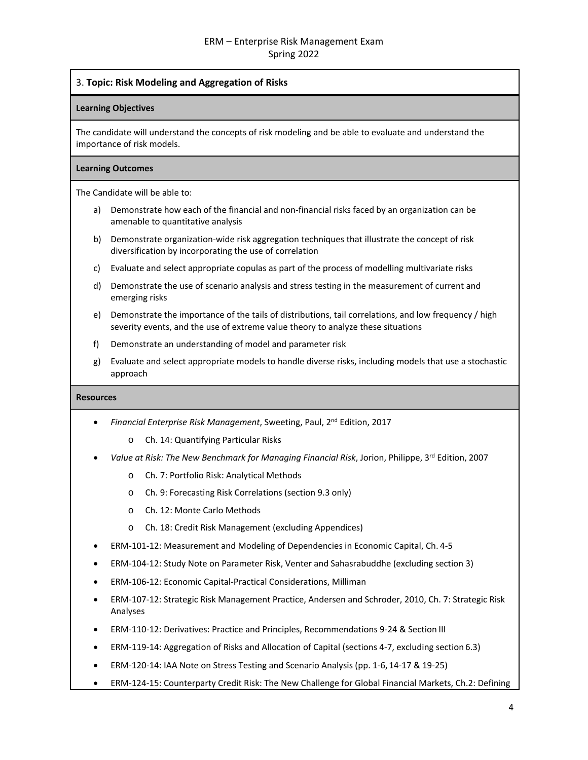## 3. **Topic: Risk Modeling and Aggregation of Risks**

**Learning Objectives**

The candidate will understand the concepts of risk modeling and be able to evaluate and understand the importance of risk models.

**Learning Outcomes**

The Candidate will be able to:

a) Demonstrate how each of the financial and non-financial risks faced by an organization can be amenable to quantitative analysis

b) Demonstrate organization-wide risk aggregation techniques that illustrate the concept of risk diversification by incorporating the use of correlation

c) Evaluate and select appropriate copulas as part of the process of modelling multivariate risks

d) Demonstrate the use of scenario analysis and stress testing in the measurement of current and emerging risks

e) Demonstrate the importance of the tails of distributions, tail correlations, and low frequency / high severity events, and the use of extreme value theory to analyze these situations

f) Demonstrate an understanding of model and parameter risk

g) Evaluate and select appropriate models to handle diverse risks, including models that use a stochastic approach

**Resources**

- *Financial Enterprise Risk Management*, Sweeting, Paul, 2nd Edition, 2017
  - Ch. 14: Quantifying Particular Risks
- *Value at Risk: The New Benchmark for Managing Financial Risk*, Jorion, Philippe, 3rd Edition, 2007
  - Ch. 7: Portfolio Risk: Analytical Methods
  - Ch. 9: Forecasting Risk Correlations (section 9.3 only)
  - Ch. 12: Monte Carlo Methods
  - Ch. 18: Credit Risk Management (excluding Appendices)
- ERM-101-12: Measurement and Modeling of Dependencies in Economic Capital, Ch. 4-5
- ERM-104-12: Study Note on Parameter Risk, Venter and Sahasrabuddhe (excluding section 3)
- ERM-106-12: Economic Capital-Practical Considerations, Milliman
- ERM-107-12: Strategic Risk Management Practice, Andersen and Schroder, 2010, Ch. 7: Strategic Risk Analyses
- ERM-110-12: Derivatives: Practice and Principles, Recommendations 9-24 & Section III
- ERM-119-14: Aggregation of Risks and Allocation of Capital (sections 4-7, excluding section 6.3)
- ERM-120-14: IAA Note on Stress Testing and Scenario Analysis (pp. 1-6, 14-17 & 19-25)
- ERM-124-15: Counterparty Credit Risk: The New Challenge for Global Financial Markets, Ch.2: Defining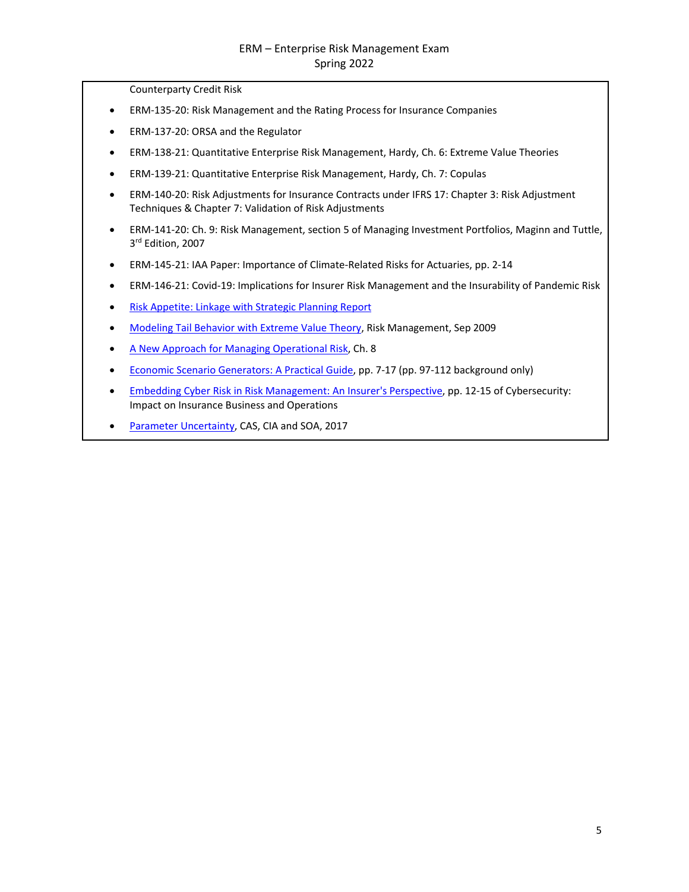Counterparty Credit Risk

- ERM-135-20: Risk Management and the Rating Process for Insurance Companies
- ERM-137-20: ORSA and the Regulator
- ERM-138-21: Quantitative Enterprise Risk Management, Hardy, Ch. 6: Extreme Value Theories
- ERM-139-21: Quantitative Enterprise Risk Management, Hardy, Ch. 7: Copulas
- ERM-140-20: Risk Adjustments for Insurance Contracts under IFRS 17: Chapter 3: Risk Adjustment Techniques & Chapter 7: Validation of Risk Adjustments
- ERM-141-20: Ch. 9: Risk Management, section 5 of Managing Investment Portfolios, Maginn and Tuttle, 3rd Edition, 2007
- ERM-145-21: IAA Paper: Importance of Climate-Related Risks for Actuaries, pp. 2-14
- ERM-146-21: Covid-19: Implications for Insurer Risk Management and the Insurability of Pandemic Risk
- Risk Appetite: Linkage with Strategic Planning Report
- Modeling Tail Behavior with Extreme Value Theory, Risk Management, Sep 2009
- A New Approach for Managing Operational Risk, Ch. 8
- Economic Scenario Generators: A Practical Guide, pp. 7-17 (pp. 97-112 background only)
- Embedding Cyber Risk in Risk Management: An Insurer's Perspective, pp. 12-15 of Cybersecurity: Impact on Insurance Business and Operations
- Parameter Uncertainty, CAS, CIA and SOA, 2017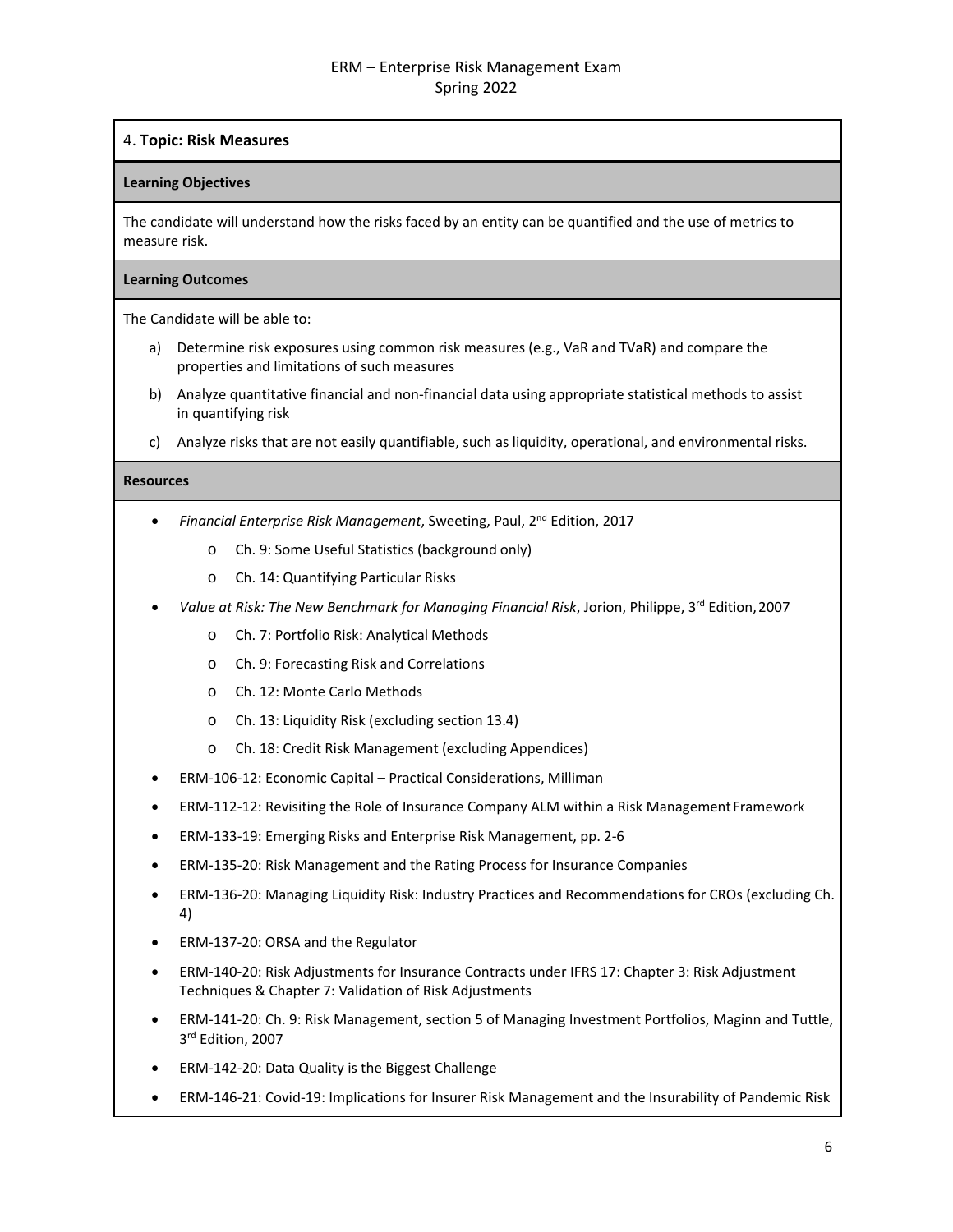## 4. **Topic: Risk Measures**

**Learning Objectives**

The candidate will understand how the risks faced by an entity can be quantified and the use of metrics to measure risk.

**Learning Outcomes**

The Candidate will be able to:

a) Determine risk exposures using common risk measures (e.g., VaR and TVaR) and compare the properties and limitations of such measures

b) Analyze quantitative financial and non-financial data using appropriate statistical methods to assist in quantifying risk

c) Analyze risks that are not easily quantifiable, such as liquidity, operational, and environmental risks.

**Resources**

- *Financial Enterprise Risk Management*, Sweeting, Paul, 2nd Edition, 2017
  - Ch. 9: Some Useful Statistics (background only)
  - Ch. 14: Quantifying Particular Risks
- *Value at Risk: The New Benchmark for Managing Financial Risk*, Jorion, Philippe, 3rd Edition, 2007
  - Ch. 7: Portfolio Risk: Analytical Methods
  - Ch. 9: Forecasting Risk and Correlations
  - Ch. 12: Monte Carlo Methods
  - Ch. 13: Liquidity Risk (excluding section 13.4)
  - Ch. 18: Credit Risk Management (excluding Appendices)
- ERM-106-12: Economic Capital – Practical Considerations, Milliman
- ERM-112-12: Revisiting the Role of Insurance Company ALM within a Risk Management Framework
- ERM-133-19: Emerging Risks and Enterprise Risk Management, pp. 2-6
- ERM-135-20: Risk Management and the Rating Process for Insurance Companies
- ERM-136-20: Managing Liquidity Risk: Industry Practices and Recommendations for CROs (excluding Ch. 4)
- ERM-137-20: ORSA and the Regulator
- ERM-140-20: Risk Adjustments for Insurance Contracts under IFRS 17: Chapter 3: Risk Adjustment Techniques & Chapter 7: Validation of Risk Adjustments
- ERM-141-20: Ch. 9: Risk Management, section 5 of Managing Investment Portfolios, Maginn and Tuttle, 3rd Edition, 2007
- ERM-142-20: Data Quality is the Biggest Challenge
- ERM-146-21: Covid-19: Implications for Insurer Risk Management and the Insurability of Pandemic Risk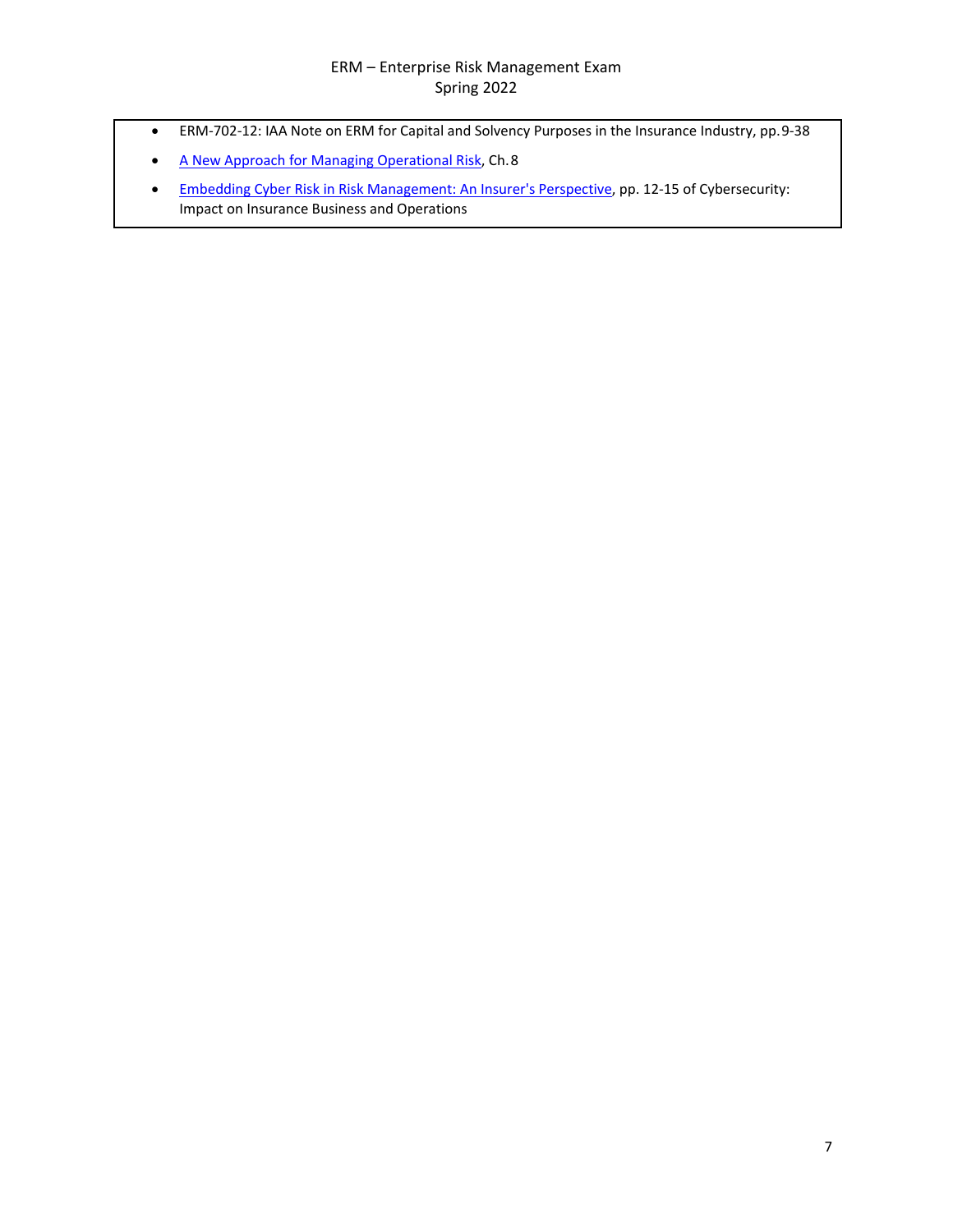- ERM-702-12: IAA Note on ERM for Capital and Solvency Purposes in the Insurance Industry, pp.9-38
- A New Approach for Managing Operational Risk, Ch.8
- Embedding Cyber Risk in Risk Management: An Insurer's Perspective, pp. 12-15 of Cybersecurity: Impact on Insurance Business and Operations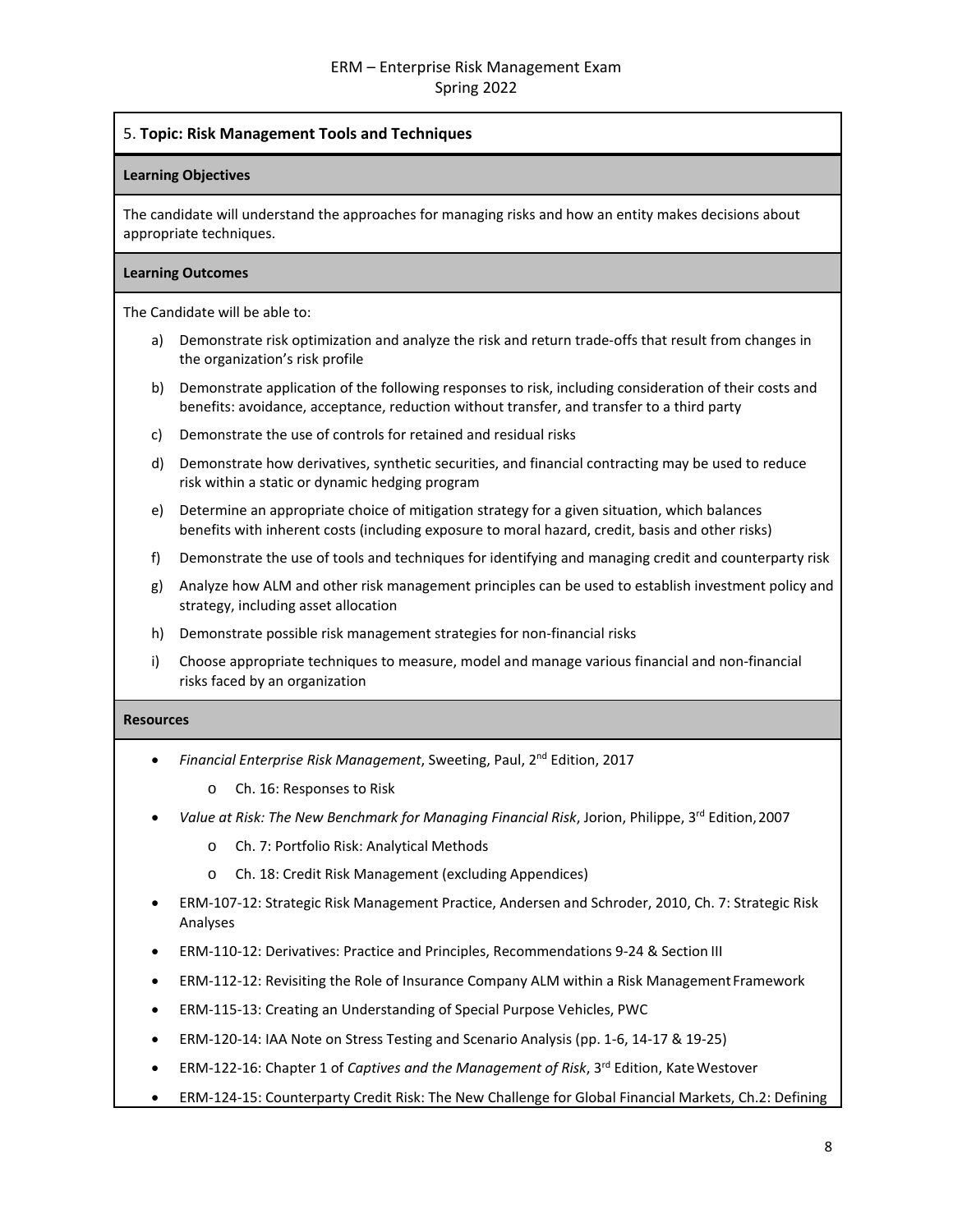## 5. Topic: Risk Management Tools and Techniques

**Learning Objectives**

The candidate will understand the approaches for managing risks and how an entity makes decisions about appropriate techniques.

**Learning Outcomes**

The Candidate will be able to:

a) Demonstrate risk optimization and analyze the risk and return trade-offs that result from changes in the organization's risk profile

b) Demonstrate application of the following responses to risk, including consideration of their costs and benefits: avoidance, acceptance, reduction without transfer, and transfer to a third party

c) Demonstrate the use of controls for retained and residual risks

d) Demonstrate how derivatives, synthetic securities, and financial contracting may be used to reduce risk within a static or dynamic hedging program

e) Determine an appropriate choice of mitigation strategy for a given situation, which balances benefits with inherent costs (including exposure to moral hazard, credit, basis and other risks)

f) Demonstrate the use of tools and techniques for identifying and managing credit and counterparty risk

g) Analyze how ALM and other risk management principles can be used to establish investment policy and strategy, including asset allocation

h) Demonstrate possible risk management strategies for non-financial risks

i) Choose appropriate techniques to measure, model and manage various financial and non-financial risks faced by an organization

**Resources**

- *Financial Enterprise Risk Management*, Sweeting, Paul, 2nd Edition, 2017
  - Ch. 16: Responses to Risk
- *Value at Risk: The New Benchmark for Managing Financial Risk*, Jorion, Philippe, 3rd Edition, 2007
  - Ch. 7: Portfolio Risk: Analytical Methods
  - Ch. 18: Credit Risk Management (excluding Appendices)
- ERM-107-12: Strategic Risk Management Practice, Andersen and Schroder, 2010, Ch. 7: Strategic Risk Analyses
- ERM-110-12: Derivatives: Practice and Principles, Recommendations 9-24 & Section III
- ERM-112-12: Revisiting the Role of Insurance Company ALM within a Risk Management Framework
- ERM-115-13: Creating an Understanding of Special Purpose Vehicles, PWC
- ERM-120-14: IAA Note on Stress Testing and Scenario Analysis (pp. 1-6, 14-17 & 19-25)
- ERM-122-16: Chapter 1 of *Captives and the Management of Risk*, 3rd Edition, Kate Westover
- ERM-124-15: Counterparty Credit Risk: The New Challenge for Global Financial Markets, Ch.2: Defining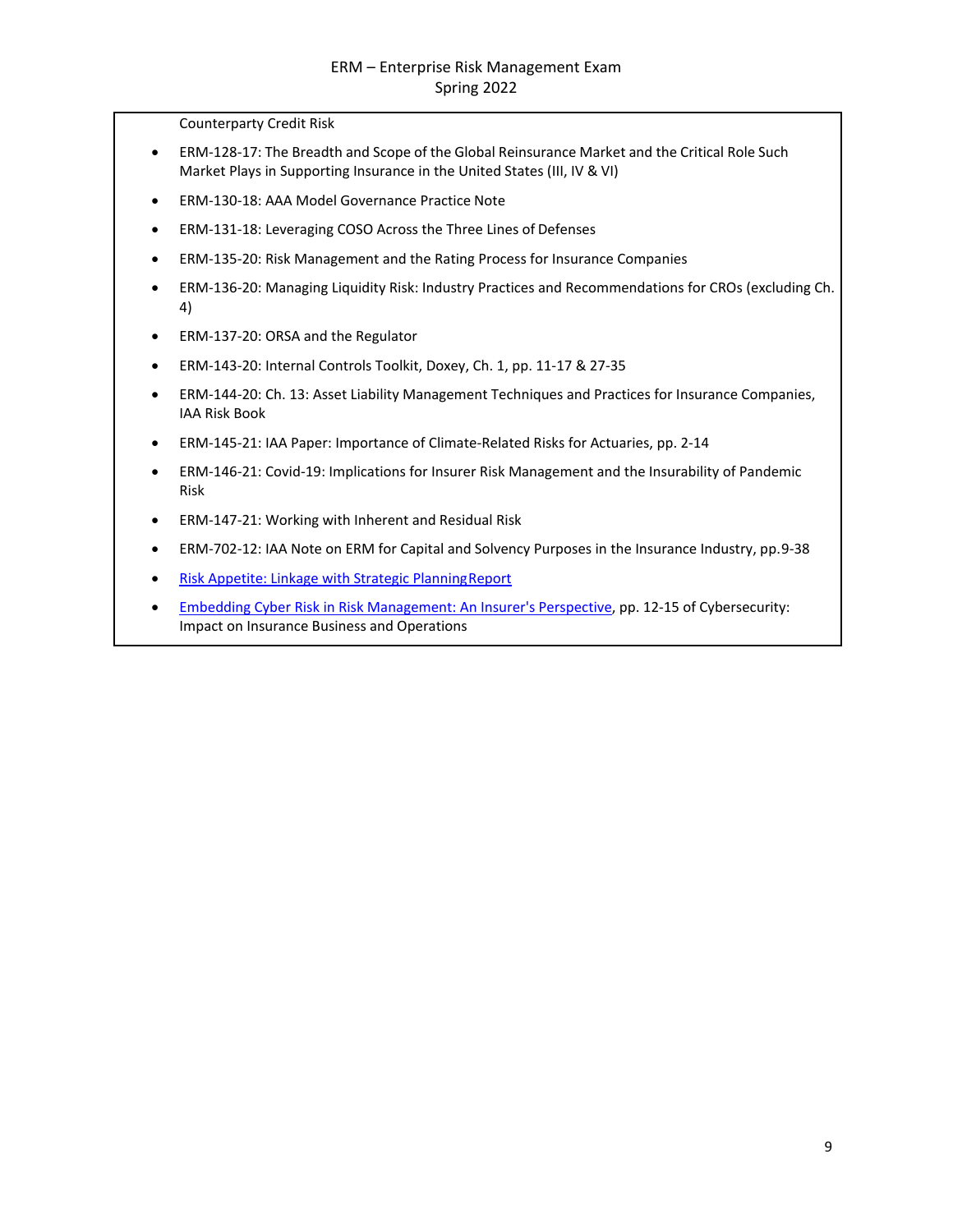Counterparty Credit Risk

- ERM-128-17: The Breadth and Scope of the Global Reinsurance Market and the Critical Role Such Market Plays in Supporting Insurance in the United States (III, IV & VI)
- ERM-130-18: AAA Model Governance Practice Note
- ERM-131-18: Leveraging COSO Across the Three Lines of Defenses
- ERM-135-20: Risk Management and the Rating Process for Insurance Companies
- ERM-136-20: Managing Liquidity Risk: Industry Practices and Recommendations for CROs (excluding Ch. 4)
- ERM-137-20: ORSA and the Regulator
- ERM-143-20: Internal Controls Toolkit, Doxey, Ch. 1, pp. 11-17 & 27-35
- ERM-144-20: Ch. 13: Asset Liability Management Techniques and Practices for Insurance Companies, IAA Risk Book
- ERM-145-21: IAA Paper: Importance of Climate-Related Risks for Actuaries, pp. 2-14
- ERM-146-21: Covid-19: Implications for Insurer Risk Management and the Insurability of Pandemic Risk
- ERM-147-21: Working with Inherent and Residual Risk
- ERM-702-12: IAA Note on ERM for Capital and Solvency Purposes in the Insurance Industry, pp.9-38
- Risk Appetite: Linkage with Strategic Planning Report
- Embedding Cyber Risk in Risk Management: An Insurer's Perspective, pp. 12-15 of Cybersecurity: Impact on Insurance Business and Operations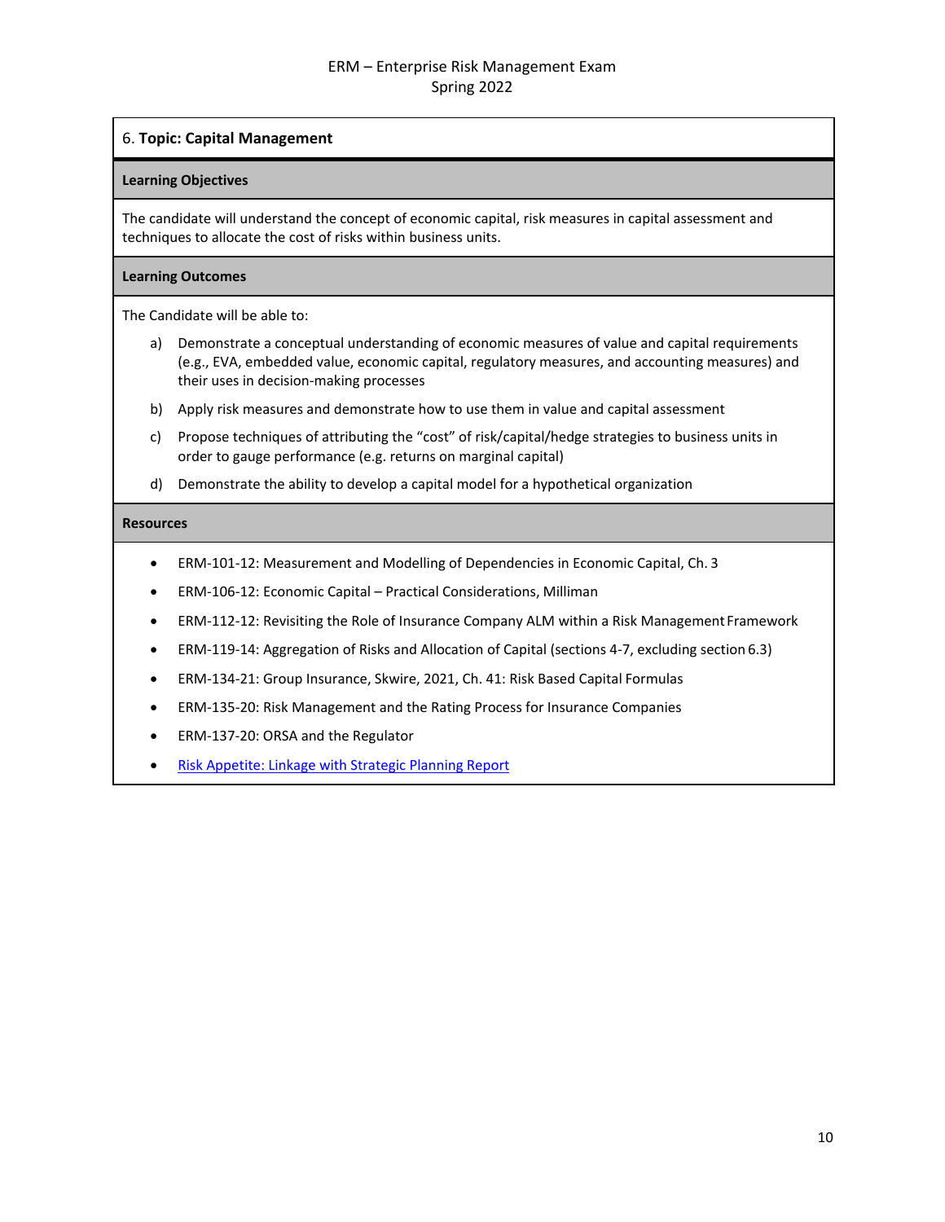## 6. Topic: Capital Management

### Learning Objectives

The candidate will understand the concept of economic capital, risk measures in capital assessment and techniques to allocate the cost of risks within business units.

### Learning Outcomes

The Candidate will be able to:

a) Demonstrate a conceptual understanding of economic measures of value and capital requirements (e.g., EVA, embedded value, economic capital, regulatory measures, and accounting measures) and their uses in decision-making processes

b) Apply risk measures and demonstrate how to use them in value and capital assessment

c) Propose techniques of attributing the "cost" of risk/capital/hedge strategies to business units in order to gauge performance (e.g. returns on marginal capital)

d) Demonstrate the ability to develop a capital model for a hypothetical organization

### Resources

- ERM-101-12: Measurement and Modelling of Dependencies in Economic Capital, Ch. 3
- ERM-106-12: Economic Capital – Practical Considerations, Milliman
- ERM-112-12: Revisiting the Role of Insurance Company ALM within a Risk Management Framework
- ERM-119-14: Aggregation of Risks and Allocation of Capital (sections 4-7, excluding section 6.3)
- ERM-134-21: Group Insurance, Skwire, 2021, Ch. 41: Risk Based Capital Formulas
- ERM-135-20: Risk Management and the Rating Process for Insurance Companies
- ERM-137-20: ORSA and the Regulator
- Risk Appetite: Linkage with Strategic Planning Report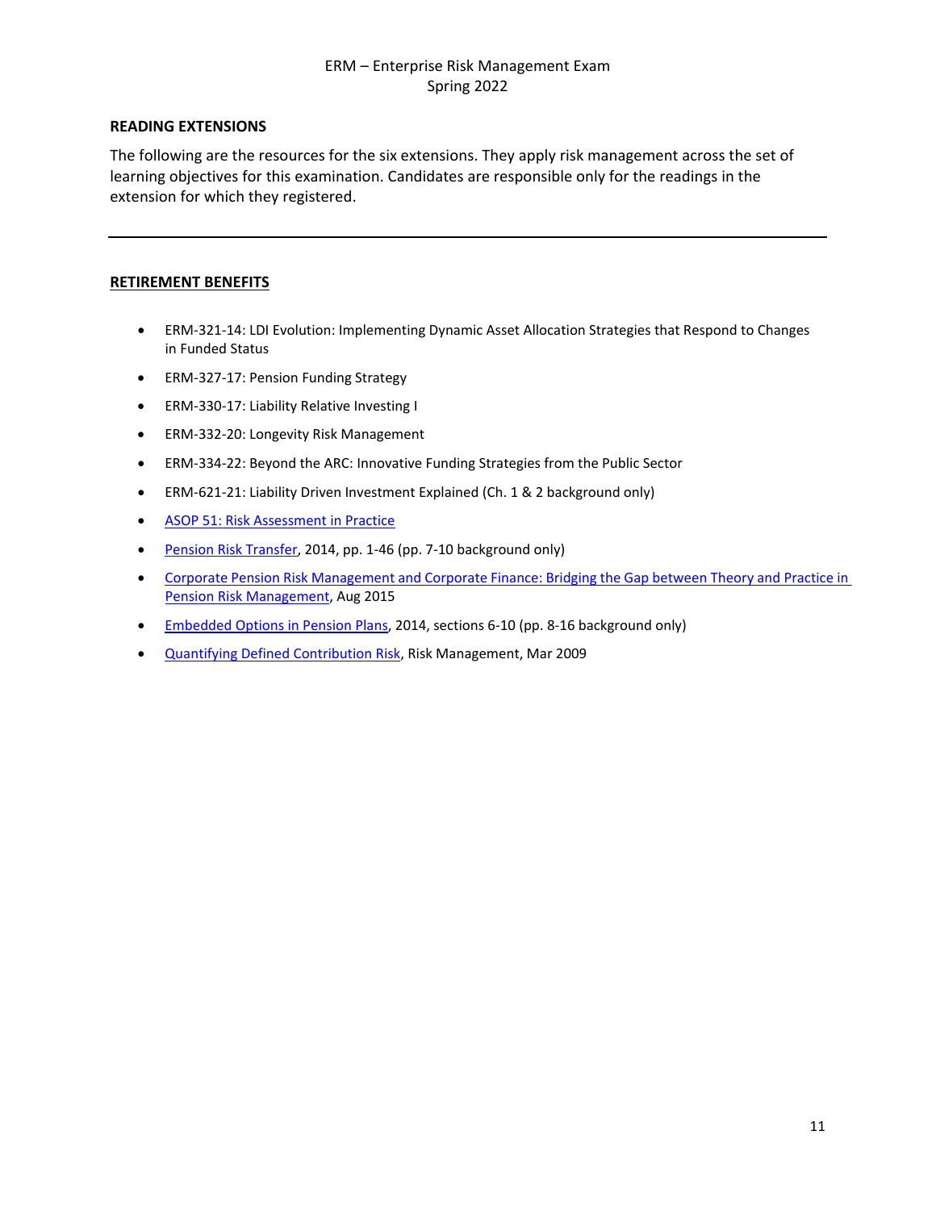# ERM – Enterprise Risk Management Exam
Spring 2022

**READING EXTENSIONS**

The following are the resources for the six extensions. They apply risk management across the set of learning objectives for this examination. Candidates are responsible only for the readings in the extension for which they registered.

---

## RETIREMENT BENEFITS

- ERM-321-14: LDI Evolution: Implementing Dynamic Asset Allocation Strategies that Respond to Changes in Funded Status
- ERM-327-17: Pension Funding Strategy
- ERM-330-17: Liability Relative Investing I
- ERM-332-20: Longevity Risk Management
- ERM-334-22: Beyond the ARC: Innovative Funding Strategies from the Public Sector
- ERM-621-21: Liability Driven Investment Explained (Ch. 1 & 2 background only)
- ASOP 51: Risk Assessment in Practice
- Pension Risk Transfer, 2014, pp. 1-46 (pp. 7-10 background only)
- Corporate Pension Risk Management and Corporate Finance: Bridging the Gap between Theory and Practice in Pension Risk Management, Aug 2015
- Embedded Options in Pension Plans, 2014, sections 6-10 (pp. 8-16 background only)
- Quantifying Defined Contribution Risk, Risk Management, Mar 2009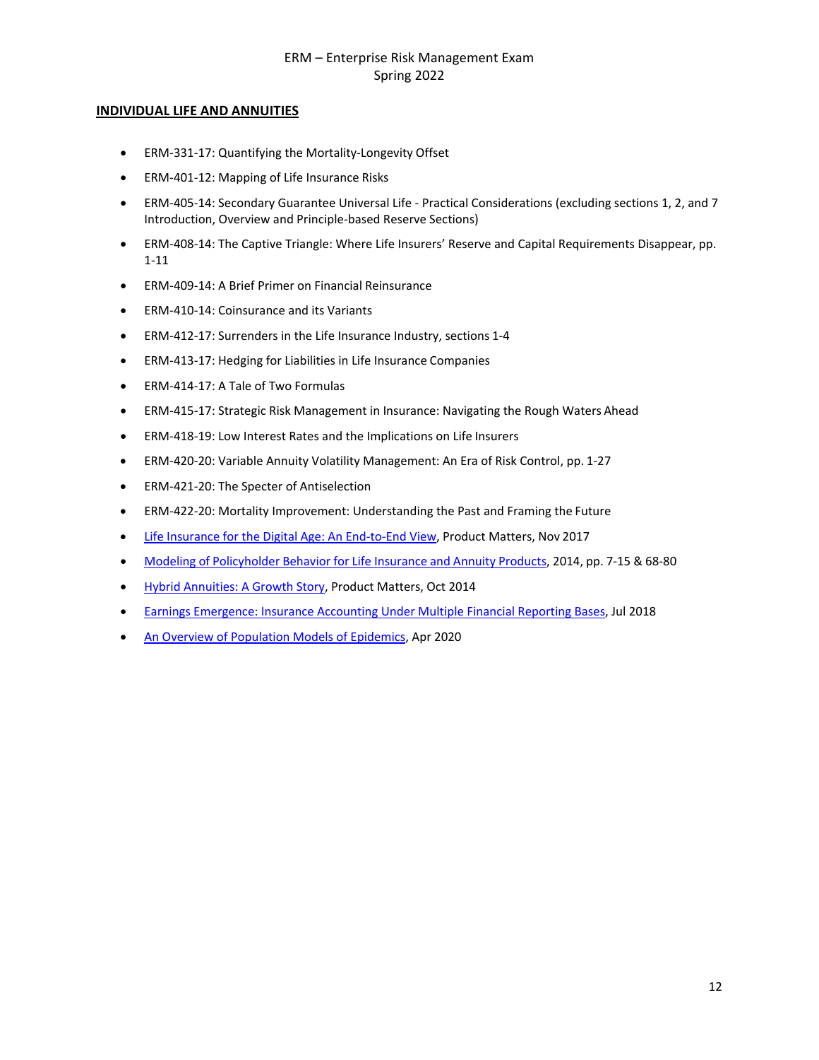## INDIVIDUAL LIFE AND ANNUITIES

- ERM-331-17: Quantifying the Mortality-Longevity Offset
- ERM-401-12: Mapping of Life Insurance Risks
- ERM-405-14: Secondary Guarantee Universal Life - Practical Considerations (excluding sections 1, 2, and 7 Introduction, Overview and Principle-based Reserve Sections)
- ERM-408-14: The Captive Triangle: Where Life Insurers' Reserve and Capital Requirements Disappear, pp. 1-11
- ERM-409-14: A Brief Primer on Financial Reinsurance
- ERM-410-14: Coinsurance and its Variants
- ERM-412-17: Surrenders in the Life Insurance Industry, sections 1-4
- ERM-413-17: Hedging for Liabilities in Life Insurance Companies
- ERM-414-17: A Tale of Two Formulas
- ERM-415-17: Strategic Risk Management in Insurance: Navigating the Rough Waters Ahead
- ERM-418-19: Low Interest Rates and the Implications on Life Insurers
- ERM-420-20: Variable Annuity Volatility Management: An Era of Risk Control, pp. 1-27
- ERM-421-20: The Specter of Antiselection
- ERM-422-20: Mortality Improvement: Understanding the Past and Framing the Future
- Life Insurance for the Digital Age: An End-to-End View, Product Matters, Nov 2017
- Modeling of Policyholder Behavior for Life Insurance and Annuity Products, 2014, pp. 7-15 & 68-80
- Hybrid Annuities: A Growth Story, Product Matters, Oct 2014
- Earnings Emergence: Insurance Accounting Under Multiple Financial Reporting Bases, Jul 2018
- An Overview of Population Models of Epidemics, Apr 2020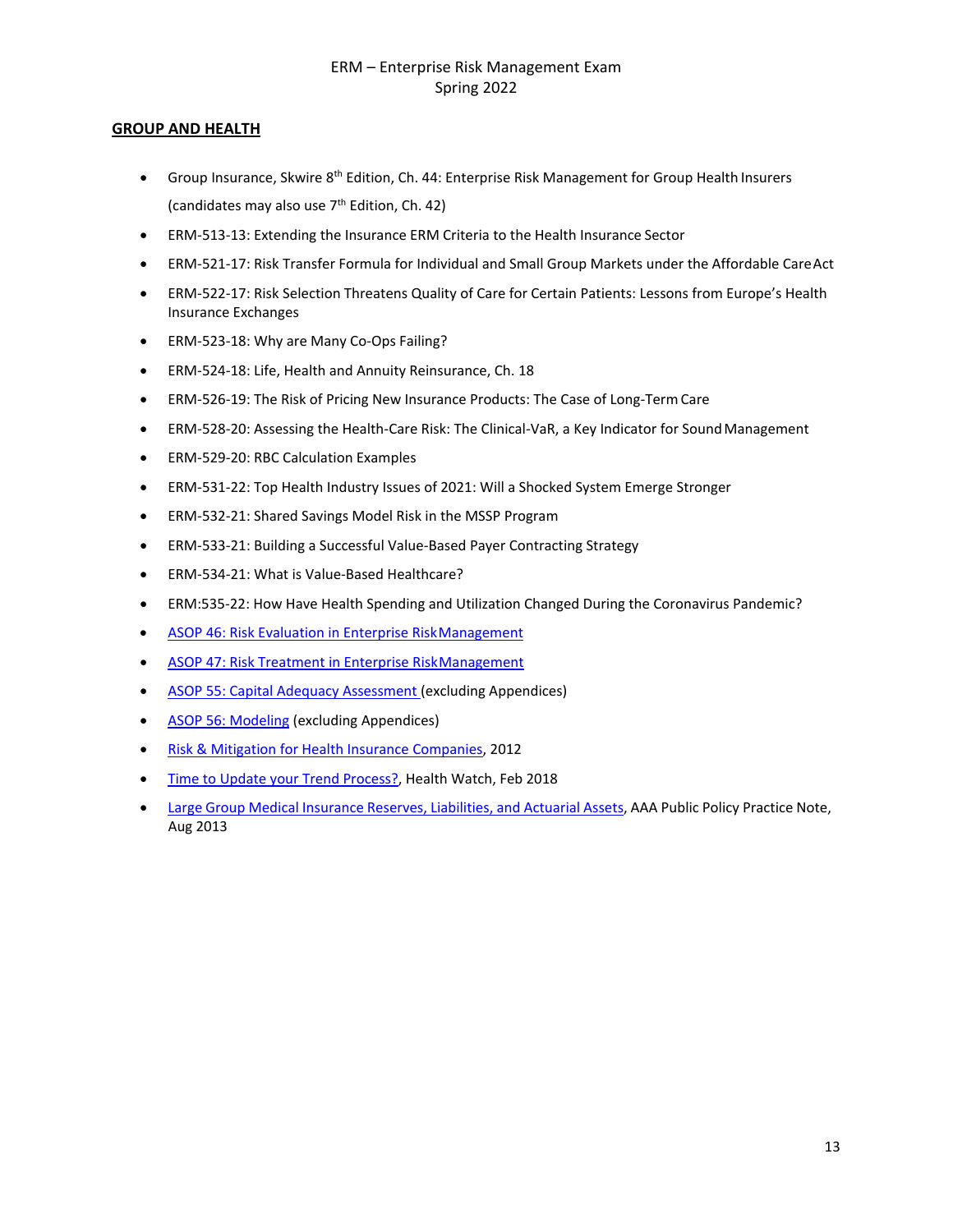ERM – Enterprise Risk Management Exam
Spring 2022

**GROUP AND HEALTH**

- Group Insurance, Skwire 8th Edition, Ch. 44: Enterprise Risk Management for Group Health Insurers (candidates may also use 7th Edition, Ch. 42)
- ERM-513-13: Extending the Insurance ERM Criteria to the Health Insurance Sector
- ERM-521-17: Risk Transfer Formula for Individual and Small Group Markets under the Affordable Care Act
- ERM-522-17: Risk Selection Threatens Quality of Care for Certain Patients: Lessons from Europe's Health Insurance Exchanges
- ERM-523-18: Why are Many Co-Ops Failing?
- ERM-524-18: Life, Health and Annuity Reinsurance, Ch. 18
- ERM-526-19: The Risk of Pricing New Insurance Products: The Case of Long-Term Care
- ERM-528-20: Assessing the Health-Care Risk: The Clinical-VaR, a Key Indicator for Sound Management
- ERM-529-20: RBC Calculation Examples
- ERM-531-22: Top Health Industry Issues of 2021: Will a Shocked System Emerge Stronger
- ERM-532-21: Shared Savings Model Risk in the MSSP Program
- ERM-533-21: Building a Successful Value-Based Payer Contracting Strategy
- ERM-534-21: What is Value-Based Healthcare?
- ERM:535-22: How Have Health Spending and Utilization Changed During the Coronavirus Pandemic?
- ASOP 46: Risk Evaluation in Enterprise Risk Management
- ASOP 47: Risk Treatment in Enterprise Risk Management
- ASOP 55: Capital Adequacy Assessment (excluding Appendices)
- ASOP 56: Modeling (excluding Appendices)
- Risk & Mitigation for Health Insurance Companies, 2012
- Time to Update your Trend Process?, Health Watch, Feb 2018
- Large Group Medical Insurance Reserves, Liabilities, and Actuarial Assets, AAA Public Policy Practice Note, Aug 2013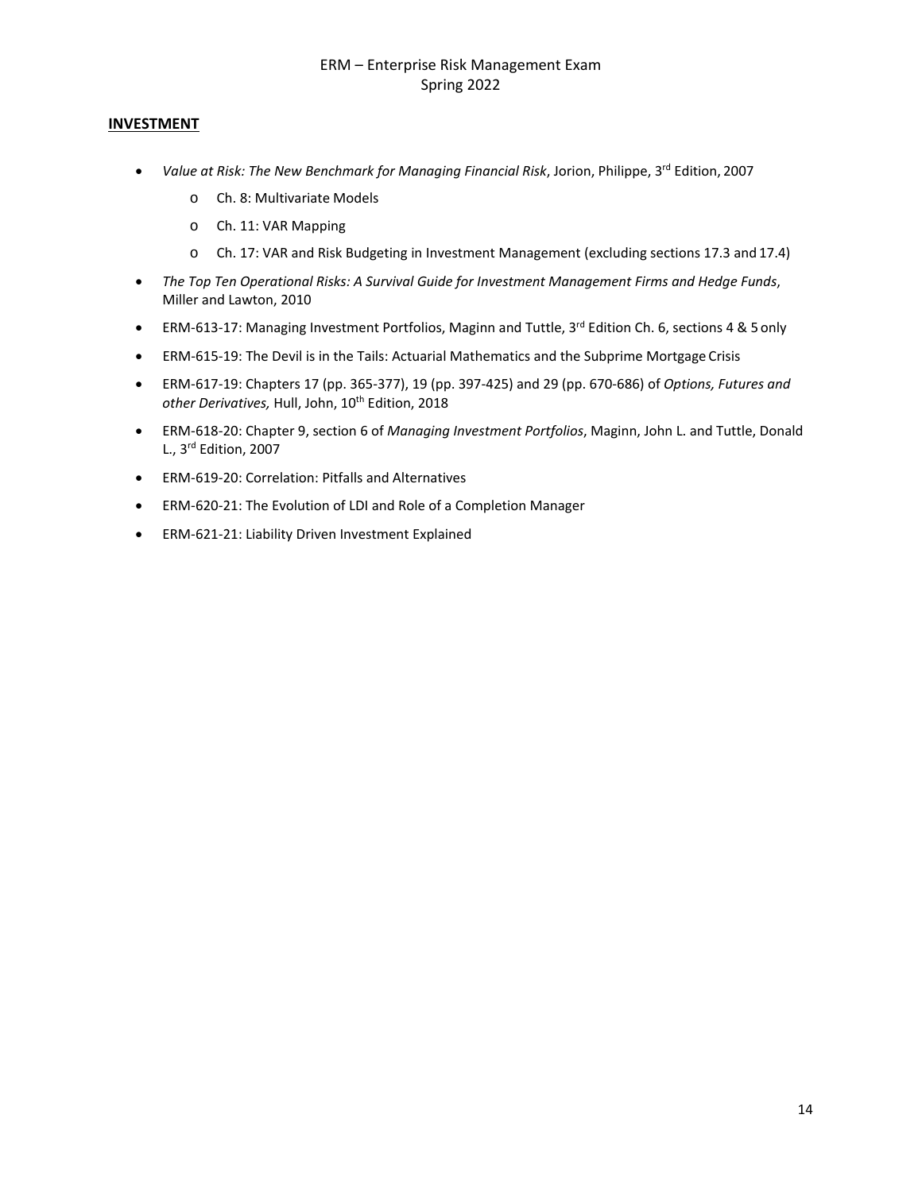## INVESTMENT

- *Value at Risk: The New Benchmark for Managing Financial Risk*, Jorion, Philippe, 3rd Edition, 2007
    - Ch. 8: Multivariate Models
    - Ch. 11: VAR Mapping
    - Ch. 17: VAR and Risk Budgeting in Investment Management (excluding sections 17.3 and 17.4)
- *The Top Ten Operational Risks: A Survival Guide for Investment Management Firms and Hedge Funds*, Miller and Lawton, 2010
- ERM-613-17: Managing Investment Portfolios, Maginn and Tuttle, 3rd Edition Ch. 6, sections 4 & 5 only
- ERM-615-19: The Devil is in the Tails: Actuarial Mathematics and the Subprime Mortgage Crisis
- ERM-617-19: Chapters 17 (pp. 365-377), 19 (pp. 397-425) and 29 (pp. 670-686) of *Options, Futures and other Derivatives,* Hull, John, 10th Edition, 2018
- ERM-618-20: Chapter 9, section 6 of *Managing Investment Portfolios*, Maginn, John L. and Tuttle, Donald L., 3rd Edition, 2007
- ERM-619-20: Correlation: Pitfalls and Alternatives
- ERM-620-21: The Evolution of LDI and Role of a Completion Manager
- ERM-621-21: Liability Driven Investment Explained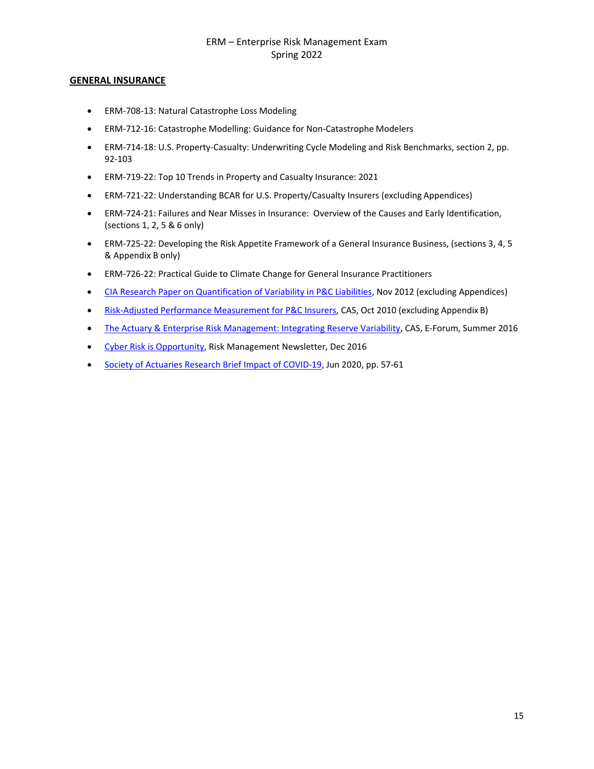ERM – Enterprise Risk Management Exam
Spring 2022

## GENERAL INSURANCE

- ERM-708-13: Natural Catastrophe Loss Modeling
- ERM-712-16: Catastrophe Modelling: Guidance for Non-Catastrophe Modelers
- ERM-714-18: U.S. Property-Casualty: Underwriting Cycle Modeling and Risk Benchmarks, section 2, pp. 92-103
- ERM-719-22: Top 10 Trends in Property and Casualty Insurance: 2021
- ERM-721-22: Understanding BCAR for U.S. Property/Casualty Insurers (excluding Appendices)
- ERM-724-21: Failures and Near Misses in Insurance: Overview of the Causes and Early Identification, (sections 1, 2, 5 & 6 only)
- ERM-725-22: Developing the Risk Appetite Framework of a General Insurance Business, (sections 3, 4, 5 & Appendix B only)
- ERM-726-22: Practical Guide to Climate Change for General Insurance Practitioners
- CIA Research Paper on Quantification of Variability in P&C Liabilities, Nov 2012 (excluding Appendices)
- Risk-Adjusted Performance Measurement for P&C Insurers, CAS, Oct 2010 (excluding Appendix B)
- The Actuary & Enterprise Risk Management: Integrating Reserve Variability, CAS, E-Forum, Summer 2016
- Cyber Risk is Opportunity, Risk Management Newsletter, Dec 2016
- Society of Actuaries Research Brief Impact of COVID-19, Jun 2020, pp. 57-61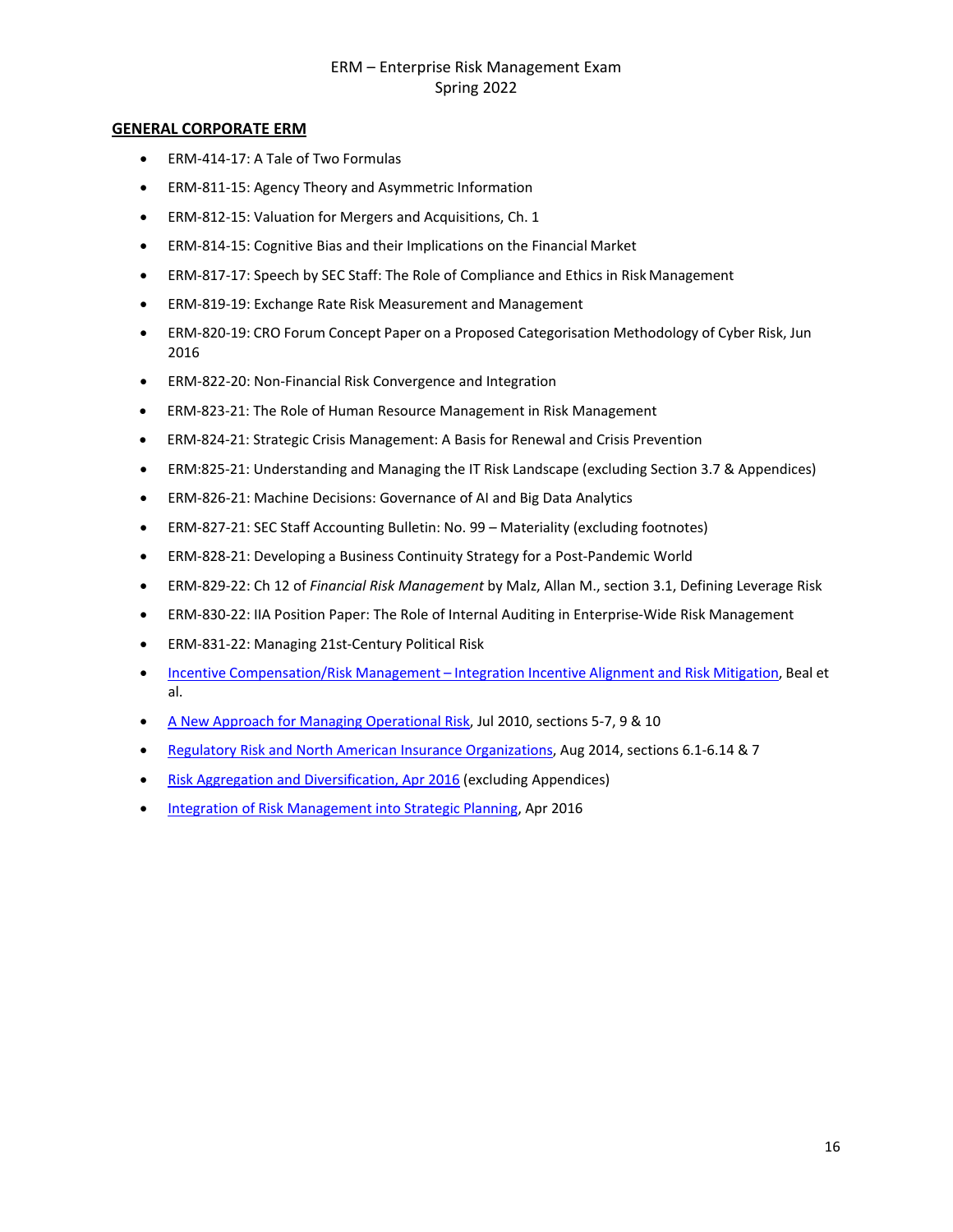ERM – Enterprise Risk Management Exam
Spring 2022

**GENERAL CORPORATE ERM**

- ERM-414-17: A Tale of Two Formulas
- ERM-811-15: Agency Theory and Asymmetric Information
- ERM-812-15: Valuation for Mergers and Acquisitions, Ch. 1
- ERM-814-15: Cognitive Bias and their Implications on the Financial Market
- ERM-817-17: Speech by SEC Staff: The Role of Compliance and Ethics in Risk Management
- ERM-819-19: Exchange Rate Risk Measurement and Management
- ERM-820-19: CRO Forum Concept Paper on a Proposed Categorisation Methodology of Cyber Risk, Jun 2016
- ERM-822-20: Non-Financial Risk Convergence and Integration
- ERM-823-21: The Role of Human Resource Management in Risk Management
- ERM-824-21: Strategic Crisis Management: A Basis for Renewal and Crisis Prevention
- ERM:825-21: Understanding and Managing the IT Risk Landscape (excluding Section 3.7 & Appendices)
- ERM-826-21: Machine Decisions: Governance of AI and Big Data Analytics
- ERM-827-21: SEC Staff Accounting Bulletin: No. 99 – Materiality (excluding footnotes)
- ERM-828-21: Developing a Business Continuity Strategy for a Post-Pandemic World
- ERM-829-22: Ch 12 of *Financial Risk Management* by Malz, Allan M., section 3.1, Defining Leverage Risk
- ERM-830-22: IIA Position Paper: The Role of Internal Auditing in Enterprise-Wide Risk Management
- ERM-831-22: Managing 21st-Century Political Risk
- Incentive Compensation/Risk Management – Integration Incentive Alignment and Risk Mitigation, Beal et al.
- A New Approach for Managing Operational Risk, Jul 2010, sections 5-7, 9 & 10
- Regulatory Risk and North American Insurance Organizations, Aug 2014, sections 6.1-6.14 & 7
- Risk Aggregation and Diversification, Apr 2016 (excluding Appendices)
- Integration of Risk Management into Strategic Planning, Apr 2016